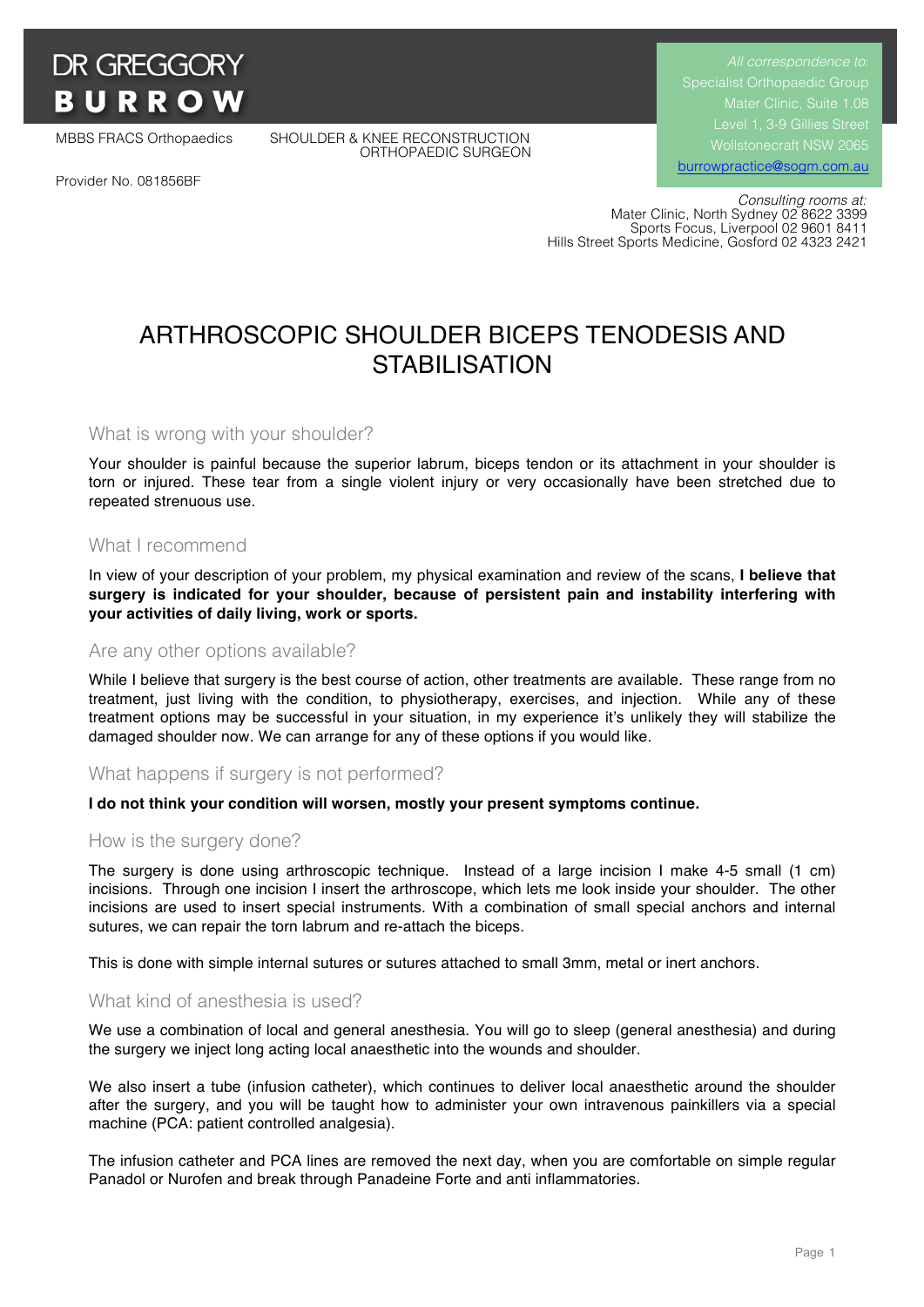DR GREGGORY
**BURROW**

MBBS FRACS Orthopaedics

SHOULDER & KNEE RECONSTRUCTION
ORTHOPAEDIC SURGEON

Provider No. 081856BF

*All correspondence to:*
Specialist Orthopaedic Group
Mater Clinic, Suite 1.08
Level 1, 3-9 Gillies Street
Wollstonecraft NSW 2065
burrowpractice@sogm.com.au

*Consulting rooms at:*
Mater Clinic, North Sydney 02 8622 3399
Sports Focus, Liverpool 02 9601 8411
Hills Street Sports Medicine, Gosford 02 4323 2421

# ARTHROSCOPIC SHOULDER BICEPS TENODESIS AND STABILISATION

## What is wrong with your shoulder?

Your shoulder is painful because the superior labrum, biceps tendon or its attachment in your shoulder is torn or injured. These tear from a single violent injury or very occasionally have been stretched due to repeated strenuous use.

## What I recommend

In view of your description of your problem, my physical examination and review of the scans, **I believe that surgery is indicated for your shoulder, because of persistent pain and instability interfering with your activities of daily living, work or sports.**

## Are any other options available?

While I believe that surgery is the best course of action, other treatments are available. These range from no treatment, just living with the condition, to physiotherapy, exercises, and injection. While any of these treatment options may be successful in your situation, in my experience it's unlikely they will stabilize the damaged shoulder now. We can arrange for any of these options if you would like.

## What happens if surgery is not performed?

**I do not think your condition will worsen, mostly your present symptoms continue.**

## How is the surgery done?

The surgery is done using arthroscopic technique. Instead of a large incision I make 4-5 small (1 cm) incisions. Through one incision I insert the arthroscope, which lets me look inside your shoulder. The other incisions are used to insert special instruments. With a combination of small special anchors and internal sutures, we can repair the torn labrum and re-attach the biceps.

This is done with simple internal sutures or sutures attached to small 3mm, metal or inert anchors.

## What kind of anesthesia is used?

We use a combination of local and general anesthesia. You will go to sleep (general anesthesia) and during the surgery we inject long acting local anaesthetic into the wounds and shoulder.

We also insert a tube (infusion catheter), which continues to deliver local anaesthetic around the shoulder after the surgery, and you will be taught how to administer your own intravenous painkillers via a special machine (PCA: patient controlled analgesia).

The infusion catheter and PCA lines are removed the next day, when you are comfortable on simple regular Panadol or Nurofen and break through Panadeine Forte and anti inflammatories.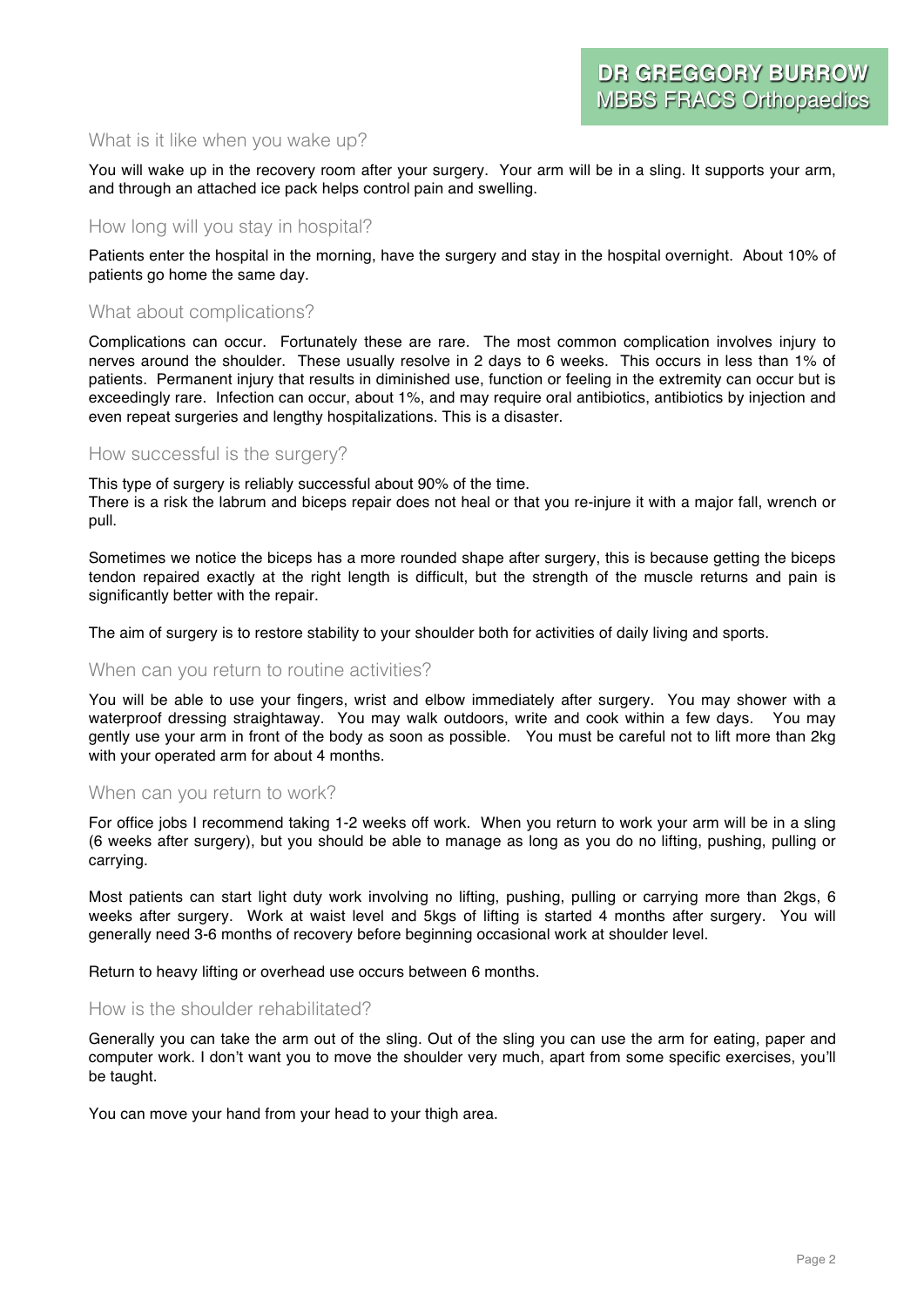## What is it like when you wake up?

You will wake up in the recovery room after your surgery. Your arm will be in a sling. It supports your arm, and through an attached ice pack helps control pain and swelling.

## How long will you stay in hospital?

Patients enter the hospital in the morning, have the surgery and stay in the hospital overnight. About 10% of patients go home the same day.

## What about complications?

Complications can occur. Fortunately these are rare. The most common complication involves injury to nerves around the shoulder. These usually resolve in 2 days to 6 weeks. This occurs in less than 1% of patients. Permanent injury that results in diminished use, function or feeling in the extremity can occur but is exceedingly rare. Infection can occur, about 1%, and may require oral antibiotics, antibiotics by injection and even repeat surgeries and lengthy hospitalizations. This is a disaster.

## How successful is the surgery?

This type of surgery is reliably successful about 90% of the time.
There is a risk the labrum and biceps repair does not heal or that you re-injure it with a major fall, wrench or pull.

Sometimes we notice the biceps has a more rounded shape after surgery, this is because getting the biceps tendon repaired exactly at the right length is difficult, but the strength of the muscle returns and pain is significantly better with the repair.

The aim of surgery is to restore stability to your shoulder both for activities of daily living and sports.

## When can you return to routine activities?

You will be able to use your fingers, wrist and elbow immediately after surgery. You may shower with a waterproof dressing straightaway. You may walk outdoors, write and cook within a few days. You may gently use your arm in front of the body as soon as possible. You must be careful not to lift more than 2kg with your operated arm for about 4 months.

## When can you return to work?

For office jobs I recommend taking 1-2 weeks off work. When you return to work your arm will be in a sling (6 weeks after surgery), but you should be able to manage as long as you do no lifting, pushing, pulling or carrying.

Most patients can start light duty work involving no lifting, pushing, pulling or carrying more than 2kgs, 6 weeks after surgery. Work at waist level and 5kgs of lifting is started 4 months after surgery. You will generally need 3-6 months of recovery before beginning occasional work at shoulder level.

Return to heavy lifting or overhead use occurs between 6 months.

## How is the shoulder rehabilitated?

Generally you can take the arm out of the sling. Out of the sling you can use the arm for eating, paper and computer work. I don't want you to move the shoulder very much, apart from some specific exercises, you'll be taught.

You can move your hand from your head to your thigh area.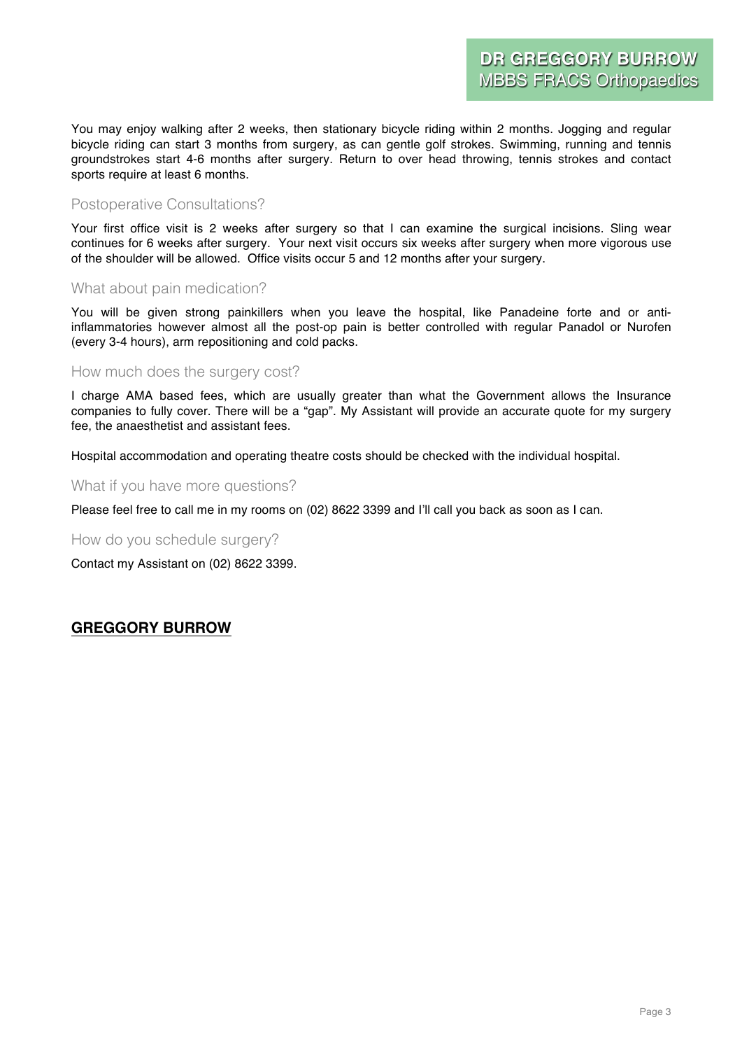You may enjoy walking after 2 weeks, then stationary bicycle riding within 2 months. Jogging and regular bicycle riding can start 3 months from surgery, as can gentle golf strokes. Swimming, running and tennis groundstrokes start 4-6 months after surgery. Return to over head throwing, tennis strokes and contact sports require at least 6 months.

## Postoperative Consultations?

Your first office visit is 2 weeks after surgery so that I can examine the surgical incisions. Sling wear continues for 6 weeks after surgery. Your next visit occurs six weeks after surgery when more vigorous use of the shoulder will be allowed. Office visits occur 5 and 12 months after your surgery.

## What about pain medication?

You will be given strong painkillers when you leave the hospital, like Panadeine forte and or anti-inflammatories however almost all the post-op pain is better controlled with regular Panadol or Nurofen (every 3-4 hours), arm repositioning and cold packs.

## How much does the surgery cost?

I charge AMA based fees, which are usually greater than what the Government allows the Insurance companies to fully cover. There will be a "gap". My Assistant will provide an accurate quote for my surgery fee, the anaesthetist and assistant fees.

Hospital accommodation and operating theatre costs should be checked with the individual hospital.

## What if you have more questions?

Please feel free to call me in my rooms on (02) 8622 3399 and I'll call you back as soon as I can.

## How do you schedule surgery?

Contact my Assistant on (02) 8622 3399.

**GREGGORY BURROW**